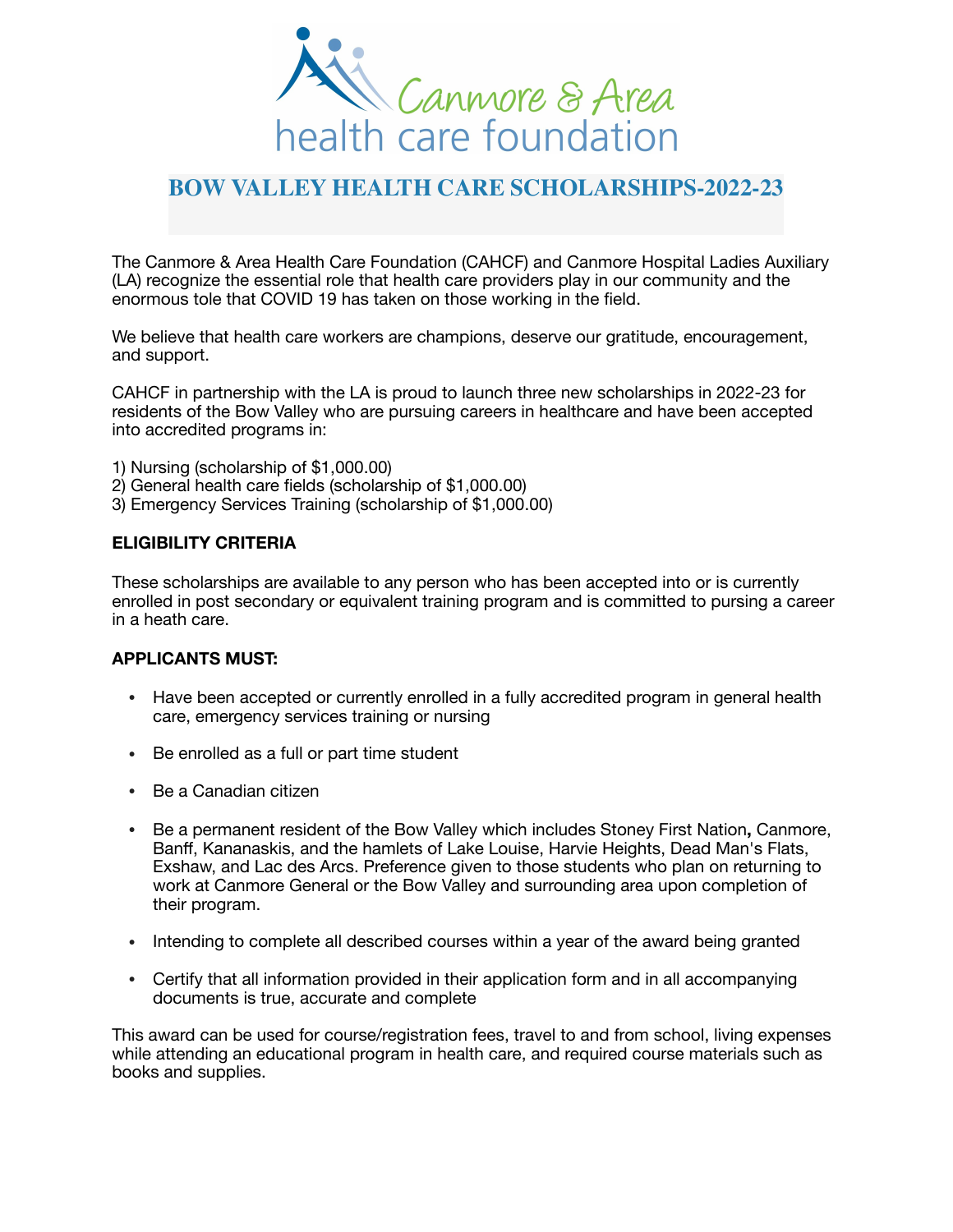Canmore & Area health care foundation

# BOW VALLEY HEALTH CARE SCHOLARSHIPS-2022-23

The Canmore & Area Health Care Foundation (CAHCF) and Canmore Hospital Ladies Auxiliary (LA) recognize the essential role that health care providers play in our community and the enormous tole that COVID 19 has taken on those working in the field.

We believe that health care workers are champions, deserve our gratitude, encouragement, and support.

CAHCF in partnership with the LA is proud to launch three new scholarships in 2022-23 for residents of the Bow Valley who are pursuing careers in healthcare and have been accepted into accredited programs in:

1) Nursing (scholarship of $1,000.00)
2) General health care fields (scholarship of $1,000.00)
3) Emergency Services Training (scholarship of $1,000.00)

**ELIGIBILITY CRITERIA**

These scholarships are available to any person who has been accepted into or is currently enrolled in post secondary or equivalent training program and is committed to pursing a career in a heath care.

**APPLICANTS MUST:**

- Have been accepted or currently enrolled in a fully accredited program in general health care, emergency services training or nursing
- Be enrolled as a full or part time student
- Be a Canadian citizen
- Be a permanent resident of the Bow Valley which includes Stoney First Nation**,** Canmore, Banff, Kananaskis, and the hamlets of Lake Louise, Harvie Heights, Dead Man's Flats, Exshaw, and Lac des Arcs. Preference given to those students who plan on returning to work at Canmore General or the Bow Valley and surrounding area upon completion of their program.
- Intending to complete all described courses within a year of the award being granted
- Certify that all information provided in their application form and in all accompanying documents is true, accurate and complete

This award can be used for course/registration fees, travel to and from school, living expenses while attending an educational program in health care, and required course materials such as books and supplies.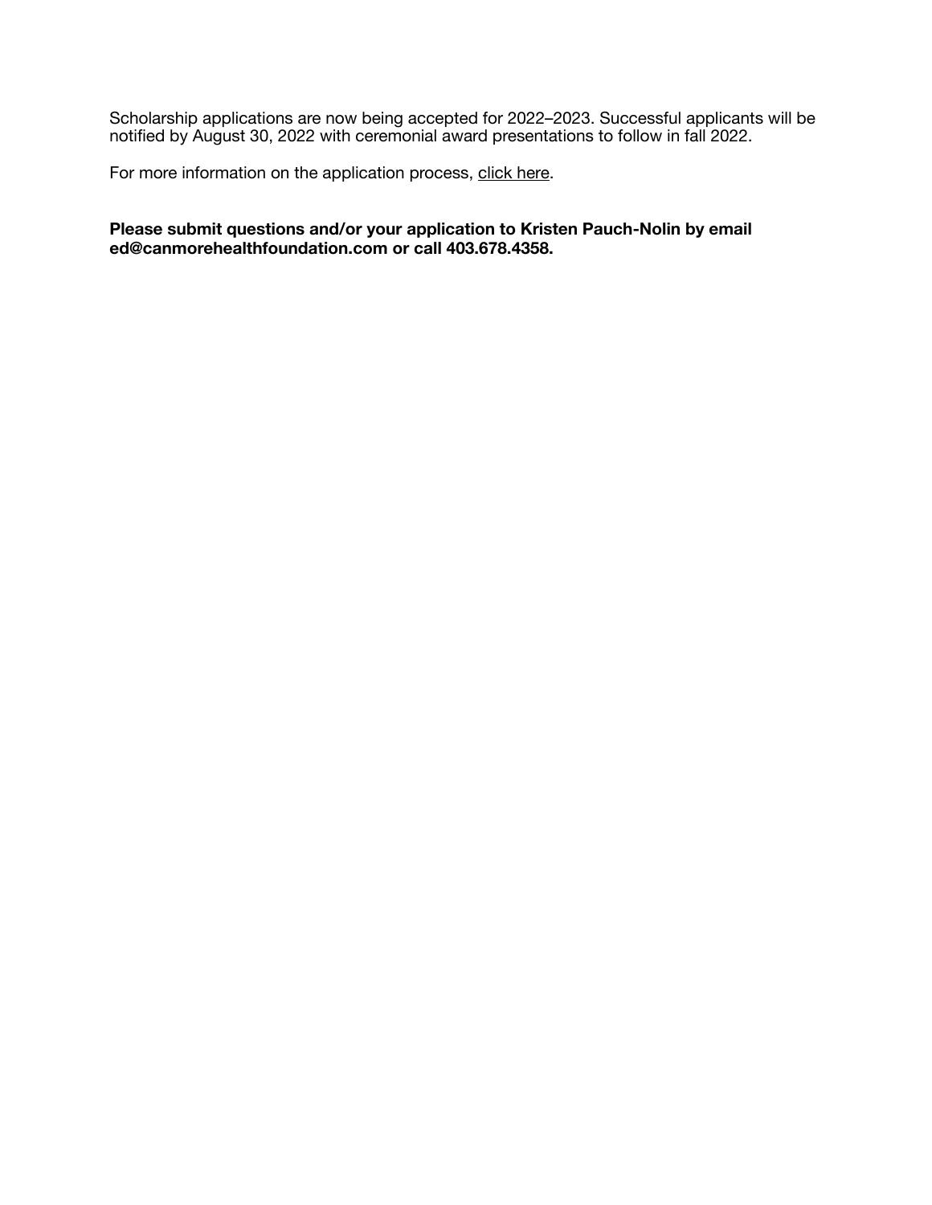Scholarship applications are now being accepted for 2022–2023. Successful applicants will be notified by August 30, 2022 with ceremonial award presentations to follow in fall 2022.

For more information on the application process, click here.

**Please submit questions and/or your application to Kristen Pauch-Nolin by email ed@canmorehealthfoundation.com or call 403.678.4358.**